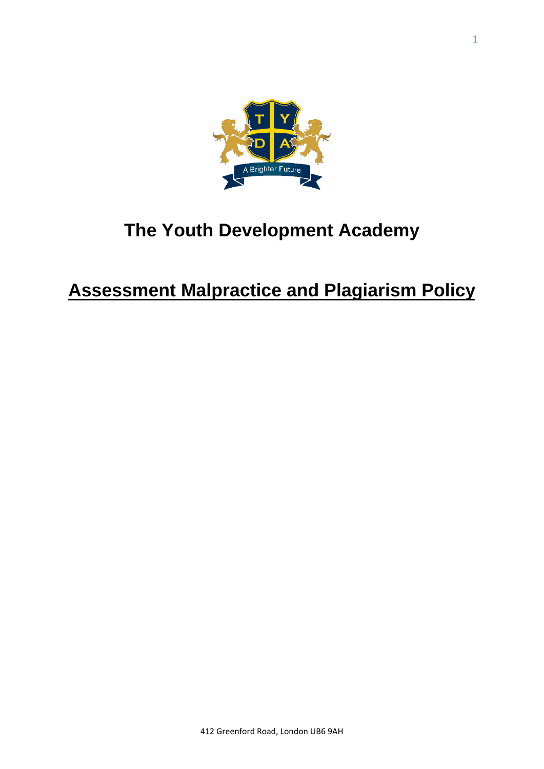# The Youth Development Academy

## Assessment Malpractice and Plagiarism Policy

412 Greenford Road, London UB6 9AH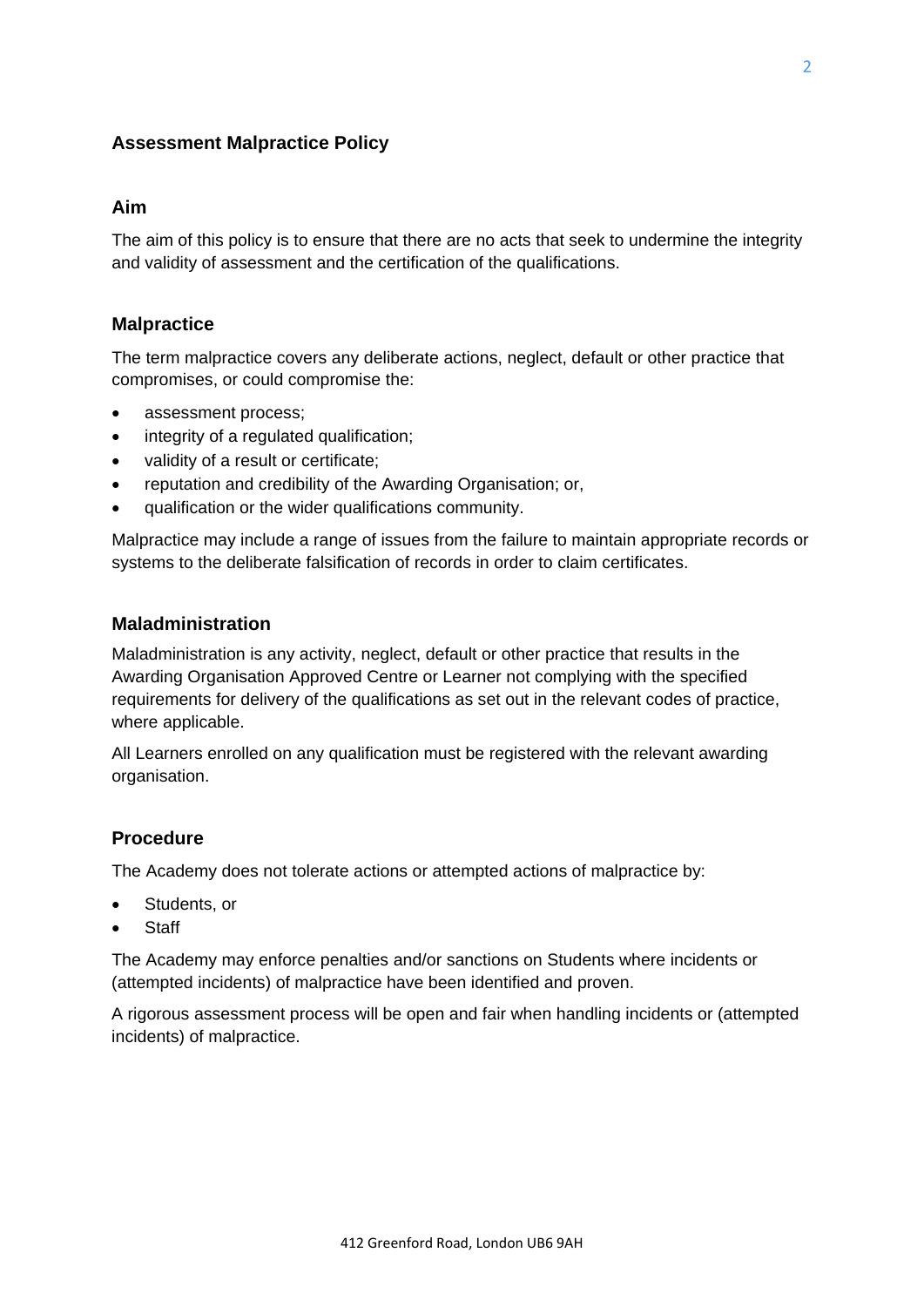## Assessment Malpractice Policy

### Aim

The aim of this policy is to ensure that there are no acts that seek to undermine the integrity and validity of assessment and the certification of the qualifications.

### Malpractice

The term malpractice covers any deliberate actions, neglect, default or other practice that compromises, or could compromise the:

- assessment process;
- integrity of a regulated qualification;
- validity of a result or certificate;
- reputation and credibility of the Awarding Organisation; or,
- qualification or the wider qualifications community.

Malpractice may include a range of issues from the failure to maintain appropriate records or systems to the deliberate falsification of records in order to claim certificates.

### Maladministration

Maladministration is any activity, neglect, default or other practice that results in the Awarding Organisation Approved Centre or Learner not complying with the specified requirements for delivery of the qualifications as set out in the relevant codes of practice, where applicable.

All Learners enrolled on any qualification must be registered with the relevant awarding organisation.

### Procedure

The Academy does not tolerate actions or attempted actions of malpractice by:

- Students, or
- Staff

The Academy may enforce penalties and/or sanctions on Students where incidents or (attempted incidents) of malpractice have been identified and proven.

A rigorous assessment process will be open and fair when handling incidents or (attempted incidents) of malpractice.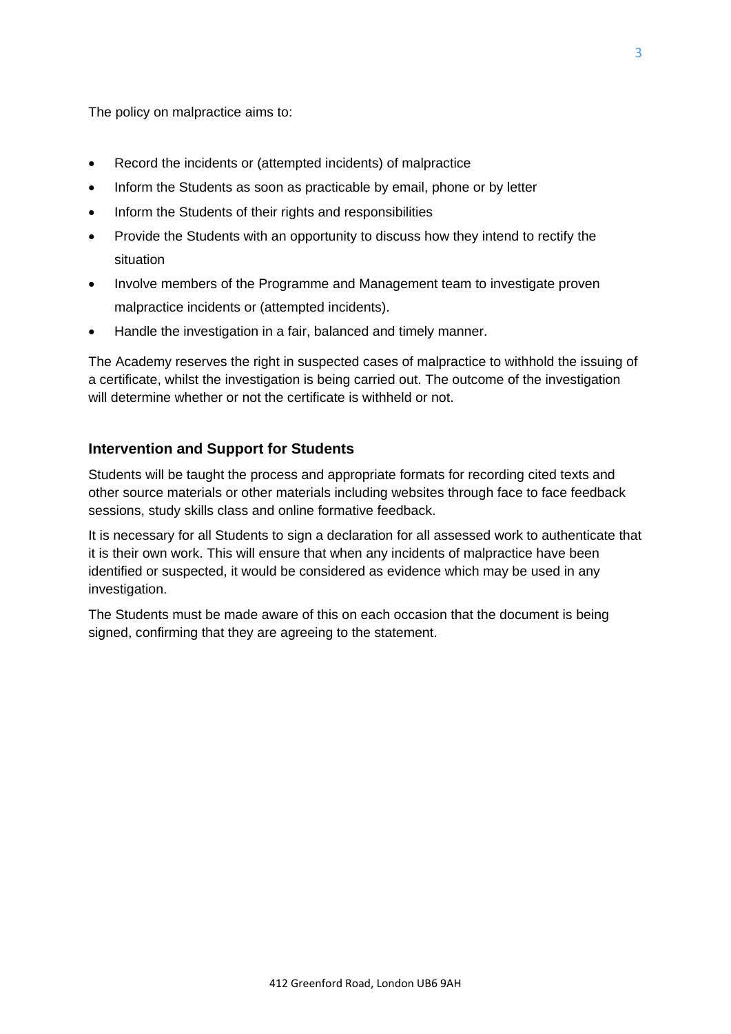The policy on malpractice aims to:

- Record the incidents or (attempted incidents) of malpractice
- Inform the Students as soon as practicable by email, phone or by letter
- Inform the Students of their rights and responsibilities
- Provide the Students with an opportunity to discuss how they intend to rectify the situation
- Involve members of the Programme and Management team to investigate proven malpractice incidents or (attempted incidents).
- Handle the investigation in a fair, balanced and timely manner.

The Academy reserves the right in suspected cases of malpractice to withhold the issuing of a certificate, whilst the investigation is being carried out. The outcome of the investigation will determine whether or not the certificate is withheld or not.

### Intervention and Support for Students

Students will be taught the process and appropriate formats for recording cited texts and other source materials or other materials including websites through face to face feedback sessions, study skills class and online formative feedback.

It is necessary for all Students to sign a declaration for all assessed work to authenticate that it is their own work. This will ensure that when any incidents of malpractice have been identified or suspected, it would be considered as evidence which may be used in any investigation.

The Students must be made aware of this on each occasion that the document is being signed, confirming that they are agreeing to the statement.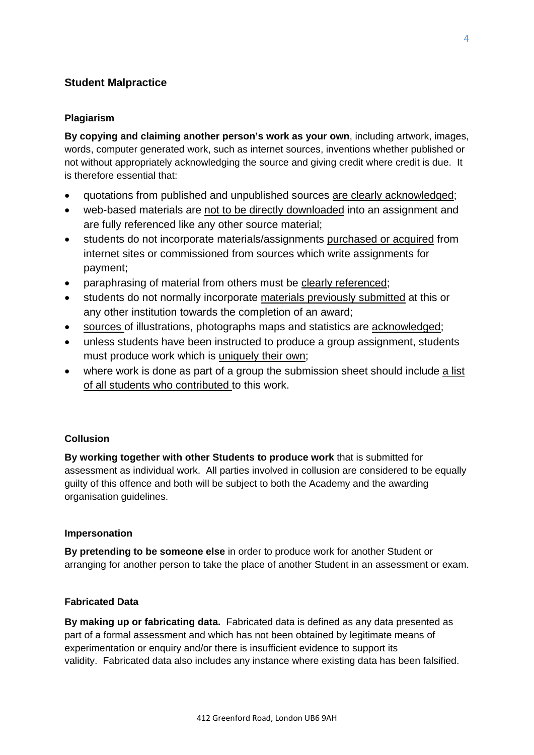## Student Malpractice

### Plagiarism

**By copying and claiming another person's work as your own**, including artwork, images, words, computer generated work, such as internet sources, inventions whether published or not without appropriately acknowledging the source and giving credit where credit is due. It is therefore essential that:

- quotations from published and unpublished sources are clearly acknowledged;
- web-based materials are not to be directly downloaded into an assignment and are fully referenced like any other source material;
- students do not incorporate materials/assignments purchased or acquired from internet sites or commissioned from sources which write assignments for payment;
- paraphrasing of material from others must be clearly referenced;
- students do not normally incorporate materials previously submitted at this or any other institution towards the completion of an award;
- sources of illustrations, photographs maps and statistics are acknowledged;
- unless students have been instructed to produce a group assignment, students must produce work which is uniquely their own;
- where work is done as part of a group the submission sheet should include a list of all students who contributed to this work.

### Collusion

**By working together with other Students to produce work** that is submitted for assessment as individual work. All parties involved in collusion are considered to be equally guilty of this offence and both will be subject to both the Academy and the awarding organisation guidelines.

### Impersonation

**By pretending to be someone else** in order to produce work for another Student or arranging for another person to take the place of another Student in an assessment or exam.

### Fabricated Data

**By making up or fabricating data.** Fabricated data is defined as any data presented as part of a formal assessment and which has not been obtained by legitimate means of experimentation or enquiry and/or there is insufficient evidence to support its validity. Fabricated data also includes any instance where existing data has been falsified.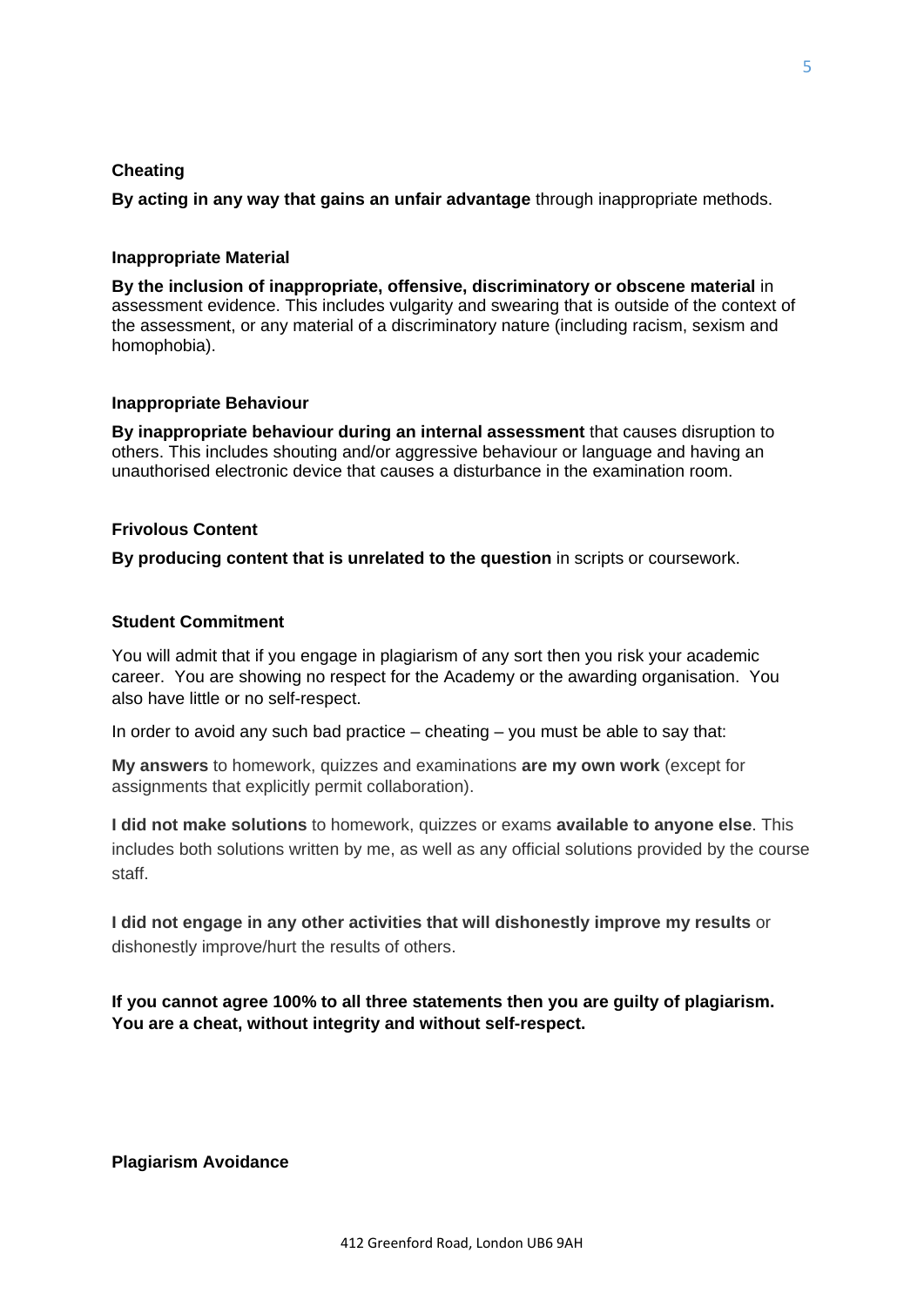**Cheating**

**By acting in any way that gains an unfair advantage** through inappropriate methods.

**Inappropriate Material**

**By the inclusion of inappropriate, offensive, discriminatory or obscene material** in assessment evidence. This includes vulgarity and swearing that is outside of the context of the assessment, or any material of a discriminatory nature (including racism, sexism and homophobia).

**Inappropriate Behaviour**

**By inappropriate behaviour during an internal assessment** that causes disruption to others. This includes shouting and/or aggressive behaviour or language and having an unauthorised electronic device that causes a disturbance in the examination room.

**Frivolous Content**

**By producing content that is unrelated to the question** in scripts or coursework.

**Student Commitment**

You will admit that if you engage in plagiarism of any sort then you risk your academic career. You are showing no respect for the Academy or the awarding organisation. You also have little or no self-respect.

In order to avoid any such bad practice – cheating – you must be able to say that:

**My answers** to homework, quizzes and examinations **are my own work** (except for assignments that explicitly permit collaboration).

**I did not make solutions** to homework, quizzes or exams **available to anyone else**. This includes both solutions written by me, as well as any official solutions provided by the course staff.

**I did not engage in any other activities that will dishonestly improve my results** or dishonestly improve/hurt the results of others.

**If you cannot agree 100% to all three statements then you are guilty of plagiarism. You are a cheat, without integrity and without self-respect.**

**Plagiarism Avoidance**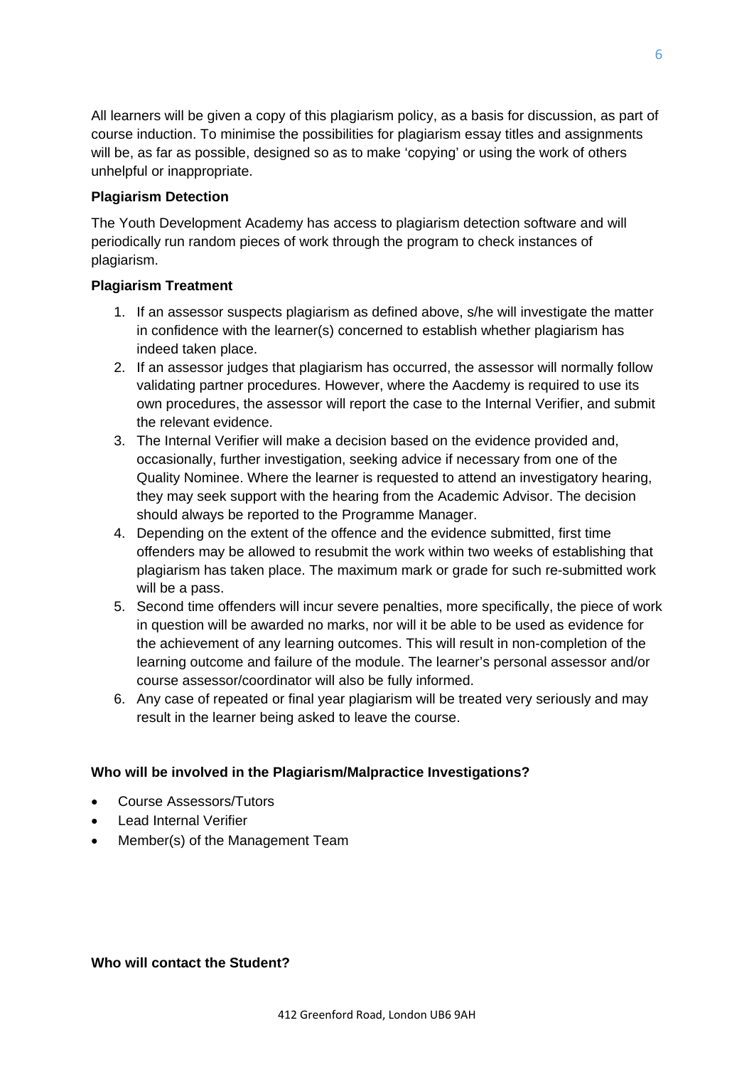All learners will be given a copy of this plagiarism policy, as a basis for discussion, as part of course induction. To minimise the possibilities for plagiarism essay titles and assignments will be, as far as possible, designed so as to make 'copying' or using the work of others unhelpful or inappropriate.

**Plagiarism Detection**

The Youth Development Academy has access to plagiarism detection software and will periodically run random pieces of work through the program to check instances of plagiarism.

**Plagiarism Treatment**

1. If an assessor suspects plagiarism as defined above, s/he will investigate the matter in confidence with the learner(s) concerned to establish whether plagiarism has indeed taken place.
2. If an assessor judges that plagiarism has occurred, the assessor will normally follow validating partner procedures. However, where the Aacdemy is required to use its own procedures, the assessor will report the case to the Internal Verifier, and submit the relevant evidence.
3. The Internal Verifier will make a decision based on the evidence provided and, occasionally, further investigation, seeking advice if necessary from one of the Quality Nominee. Where the learner is requested to attend an investigatory hearing, they may seek support with the hearing from the Academic Advisor. The decision should always be reported to the Programme Manager.
4. Depending on the extent of the offence and the evidence submitted, first time offenders may be allowed to resubmit the work within two weeks of establishing that plagiarism has taken place. The maximum mark or grade for such re-submitted work will be a pass.
5. Second time offenders will incur severe penalties, more specifically, the piece of work in question will be awarded no marks, nor will it be able to be used as evidence for the achievement of any learning outcomes. This will result in non-completion of the learning outcome and failure of the module. The learner's personal assessor and/or course assessor/coordinator will also be fully informed.
6. Any case of repeated or final year plagiarism will be treated very seriously and may result in the learner being asked to leave the course.

**Who will be involved in the Plagiarism/Malpractice Investigations?**

- Course Assessors/Tutors
- Lead Internal Verifier
- Member(s) of the Management Team

**Who will contact the Student?**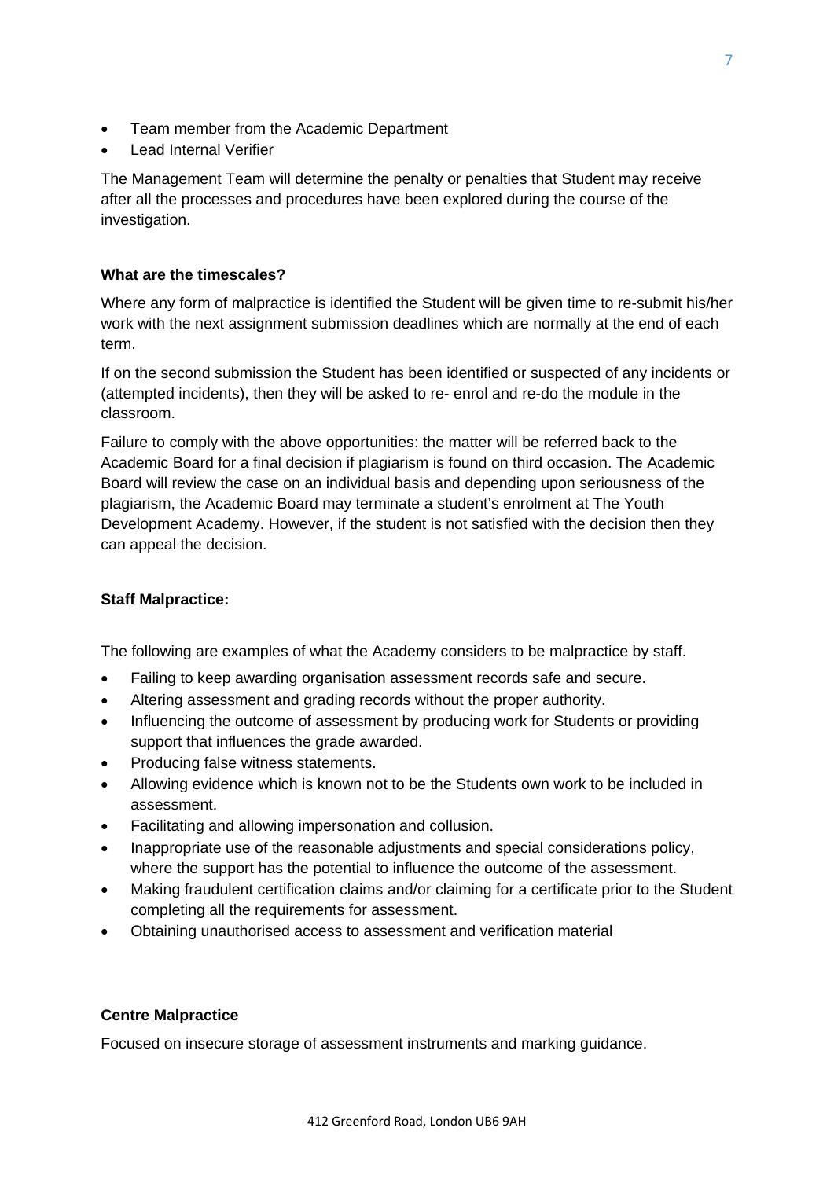- Team member from the Academic Department
- Lead Internal Verifier

The Management Team will determine the penalty or penalties that Student may receive after all the processes and procedures have been explored during the course of the investigation.

**What are the timescales?**

Where any form of malpractice is identified the Student will be given time to re-submit his/her work with the next assignment submission deadlines which are normally at the end of each term.

If on the second submission the Student has been identified or suspected of any incidents or (attempted incidents), then they will be asked to re- enrol and re-do the module in the classroom.

Failure to comply with the above opportunities: the matter will be referred back to the Academic Board for a final decision if plagiarism is found on third occasion. The Academic Board will review the case on an individual basis and depending upon seriousness of the plagiarism, the Academic Board may terminate a student's enrolment at The Youth Development Academy. However, if the student is not satisfied with the decision then they can appeal the decision.

**Staff Malpractice:**

The following are examples of what the Academy considers to be malpractice by staff.

- Failing to keep awarding organisation assessment records safe and secure.
- Altering assessment and grading records without the proper authority.
- Influencing the outcome of assessment by producing work for Students or providing support that influences the grade awarded.
- Producing false witness statements.
- Allowing evidence which is known not to be the Students own work to be included in assessment.
- Facilitating and allowing impersonation and collusion.
- Inappropriate use of the reasonable adjustments and special considerations policy, where the support has the potential to influence the outcome of the assessment.
- Making fraudulent certification claims and/or claiming for a certificate prior to the Student completing all the requirements for assessment.
- Obtaining unauthorised access to assessment and verification material

**Centre Malpractice**

Focused on insecure storage of assessment instruments and marking guidance.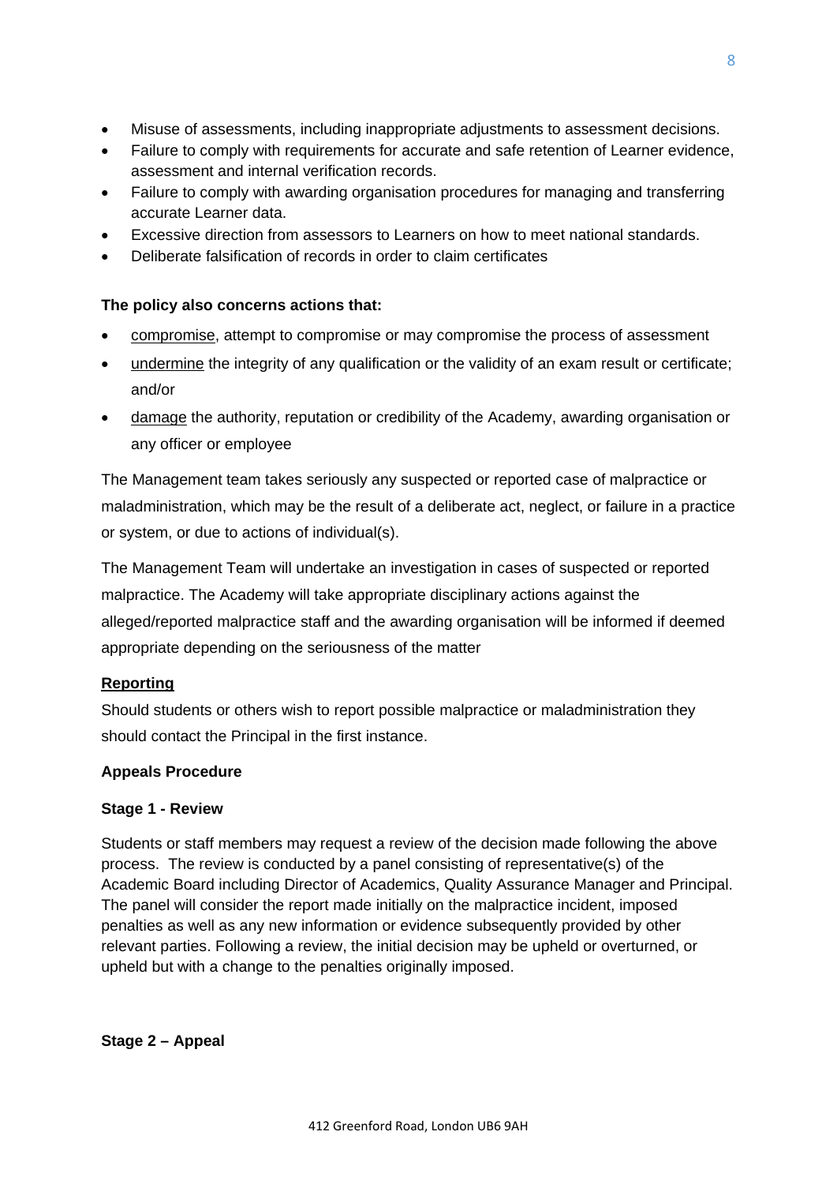- Misuse of assessments, including inappropriate adjustments to assessment decisions.
- Failure to comply with requirements for accurate and safe retention of Learner evidence, assessment and internal verification records.
- Failure to comply with awarding organisation procedures for managing and transferring accurate Learner data.
- Excessive direction from assessors to Learners on how to meet national standards.
- Deliberate falsification of records in order to claim certificates

**The policy also concerns actions that:**

- compromise, attempt to compromise or may compromise the process of assessment
- undermine the integrity of any qualification or the validity of an exam result or certificate; and/or
- damage the authority, reputation or credibility of the Academy, awarding organisation or any officer or employee

The Management team takes seriously any suspected or reported case of malpractice or maladministration, which may be the result of a deliberate act, neglect, or failure in a practice or system, or due to actions of individual(s).

The Management Team will undertake an investigation in cases of suspected or reported malpractice. The Academy will take appropriate disciplinary actions against the alleged/reported malpractice staff and the awarding organisation will be informed if deemed appropriate depending on the seriousness of the matter

**Reporting**

Should students or others wish to report possible malpractice or maladministration they should contact the Principal in the first instance.

**Appeals Procedure**

**Stage 1 - Review**

Students or staff members may request a review of the decision made following the above process. The review is conducted by a panel consisting of representative(s) of the Academic Board including Director of Academics, Quality Assurance Manager and Principal. The panel will consider the report made initially on the malpractice incident, imposed penalties as well as any new information or evidence subsequently provided by other relevant parties. Following a review, the initial decision may be upheld or overturned, or upheld but with a change to the penalties originally imposed.

**Stage 2 – Appeal**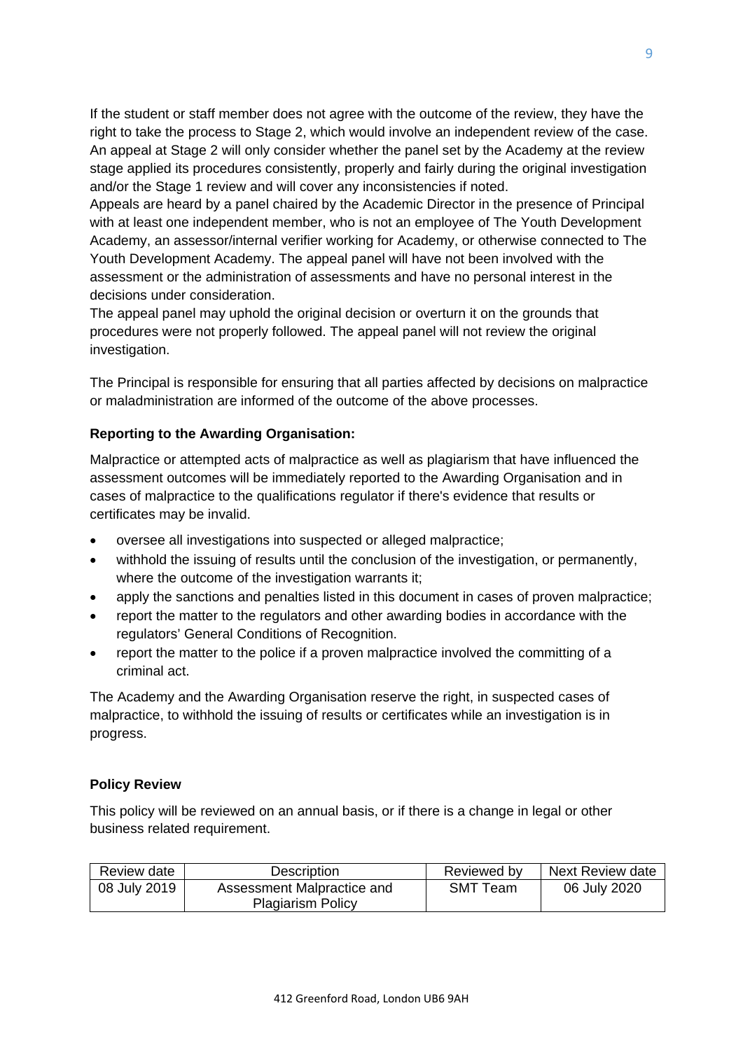If the student or staff member does not agree with the outcome of the review, they have the right to take the process to Stage 2, which would involve an independent review of the case. An appeal at Stage 2 will only consider whether the panel set by the Academy at the review stage applied its procedures consistently, properly and fairly during the original investigation and/or the Stage 1 review and will cover any inconsistencies if noted.
Appeals are heard by a panel chaired by the Academic Director in the presence of Principal with at least one independent member, who is not an employee of The Youth Development Academy, an assessor/internal verifier working for Academy, or otherwise connected to The Youth Development Academy. The appeal panel will have not been involved with the assessment or the administration of assessments and have no personal interest in the decisions under consideration.
The appeal panel may uphold the original decision or overturn it on the grounds that procedures were not properly followed. The appeal panel will not review the original investigation.

The Principal is responsible for ensuring that all parties affected by decisions on malpractice or maladministration are informed of the outcome of the above processes.

**Reporting to the Awarding Organisation:**

Malpractice or attempted acts of malpractice as well as plagiarism that have influenced the assessment outcomes will be immediately reported to the Awarding Organisation and in cases of malpractice to the qualifications regulator if there's evidence that results or certificates may be invalid.

- oversee all investigations into suspected or alleged malpractice;
- withhold the issuing of results until the conclusion of the investigation, or permanently, where the outcome of the investigation warrants it;
- apply the sanctions and penalties listed in this document in cases of proven malpractice;
- report the matter to the regulators and other awarding bodies in accordance with the regulators' General Conditions of Recognition.
- report the matter to the police if a proven malpractice involved the committing of a criminal act.

The Academy and the Awarding Organisation reserve the right, in suspected cases of malpractice, to withhold the issuing of results or certificates while an investigation is in progress.

**Policy Review**

This policy will be reviewed on an annual basis, or if there is a change in legal or other business related requirement.

| Review date | Description | Reviewed by | Next Review date |
|---|---|---|---|
| 08 July 2019 | Assessment Malpractice and Plagiarism Policy | SMT Team | 06 July 2020 |

412 Greenford Road, London UB6 9AH